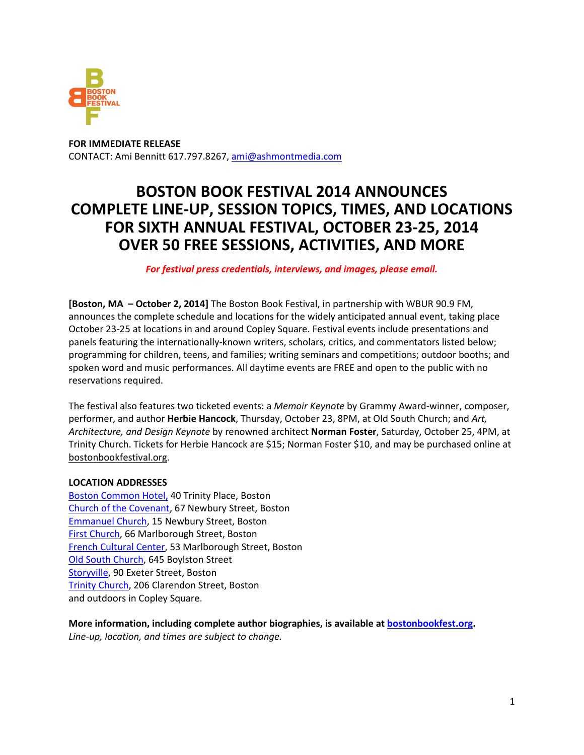**FOR IMMEDIATE RELEASE**
CONTACT: Ami Bennitt 617.797.8267, ami@ashmontmedia.com

# BOSTON BOOK FESTIVAL 2014 ANNOUNCES COMPLETE LINE-UP, SESSION TOPICS, TIMES, AND LOCATIONS FOR SIXTH ANNUAL FESTIVAL, OCTOBER 23-25, 2014 OVER 50 FREE SESSIONS, ACTIVITIES, AND MORE

***For festival press credentials, interviews, and images, please email.***

**[Boston, MA – October 2, 2014]** The Boston Book Festival, in partnership with WBUR 90.9 FM, announces the complete schedule and locations for the widely anticipated annual event, taking place October 23-25 at locations in and around Copley Square. Festival events include presentations and panels featuring the internationally-known writers, scholars, critics, and commentators listed below; programming for children, teens, and families; writing seminars and competitions; outdoor booths; and spoken word and music performances. All daytime events are FREE and open to the public with no reservations required.

The festival also features two ticketed events: a *Memoir Keynote* by Grammy Award-winner, composer, performer, and author **Herbie Hancock**, Thursday, October 23, 8PM, at Old South Church; and *Art, Architecture, and Design Keynote* by renowned architect **Norman Foster**, Saturday, October 25, 4PM, at Trinity Church. Tickets for Herbie Hancock are $15; Norman Foster $10, and may be purchased online at bostonbookfestival.org.

**LOCATION ADDRESSES**
Boston Common Hotel, 40 Trinity Place, Boston
Church of the Covenant, 67 Newbury Street, Boston
Emmanuel Church, 15 Newbury Street, Boston
First Church, 66 Marlborough Street, Boston
French Cultural Center, 53 Marlborough Street, Boston
Old South Church, 645 Boylston Street
Storyville, 90 Exeter Street, Boston
Trinity Church, 206 Clarendon Street, Boston
and outdoors in Copley Square.

**More information, including complete author biographies, is available at bostonbookfest.org.**
*Line-up, location, and times are subject to change.*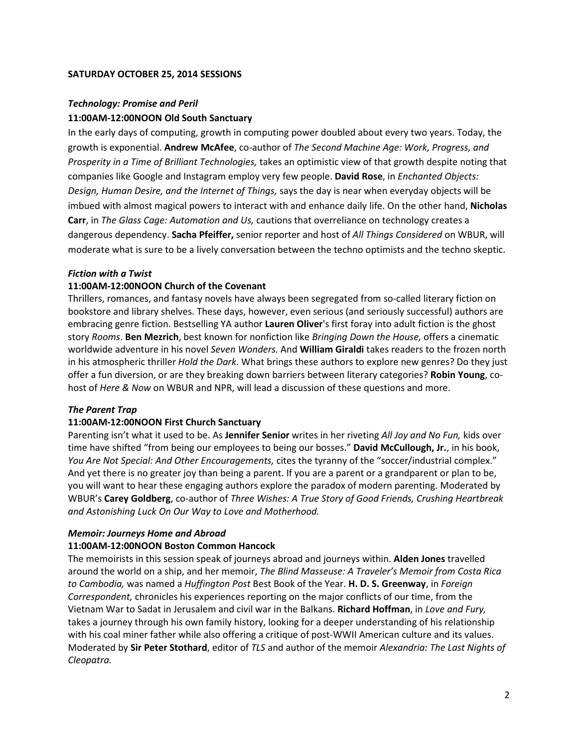**SATURDAY OCTOBER 25, 2014 SESSIONS**

***Technology: Promise and Peril***

**11:00AM-12:00NOON Old South Sanctuary**

In the early days of computing, growth in computing power doubled about every two years. Today, the growth is exponential. **Andrew McAfee**, co-author of *The Second Machine Age: Work, Progress, and Prosperity in a Time of Brilliant Technologies,* takes an optimistic view of that growth despite noting that companies like Google and Instagram employ very few people. **David Rose**, in *Enchanted Objects: Design, Human Desire, and the Internet of Things,* says the day is near when everyday objects will be imbued with almost magical powers to interact with and enhance daily life. On the other hand, **Nicholas Carr**, in *The Glass Cage: Automation and Us,* cautions that overreliance on technology creates a dangerous dependency. **Sacha Pfeiffer,** senior reporter and host of *All Things Considered* on WBUR, will moderate what is sure to be a lively conversation between the techno optimists and the techno skeptic.

***Fiction with a Twist***

**11:00AM-12:00NOON Church of the Covenant**

Thrillers, romances, and fantasy novels have always been segregated from so-called literary fiction on bookstore and library shelves. These days, however, even serious (and seriously successful) authors are embracing genre fiction. Bestselling YA author **Lauren Oliver**'s first foray into adult fiction is the ghost story *Rooms*. **Ben Mezrich**, best known for nonfiction like *Bringing Down the House,* offers a cinematic worldwide adventure in his novel *Seven Wonders.* And **William Giraldi** takes readers to the frozen north in his atmospheric thriller *Hold the Dark.* What brings these authors to explore new genres? Do they just offer a fun diversion, or are they breaking down barriers between literary categories? **Robin Young**, co-host of *Here & Now* on WBUR and NPR, will lead a discussion of these questions and more.

***The Parent Trap***

**11:00AM-12:00NOON First Church Sanctuary**

Parenting isn't what it used to be. As **Jennifer Senior** writes in her riveting *All Joy and No Fun,* kids over time have shifted "from being our employees to being our bosses." **David McCullough, Jr.**, in his book, *You Are Not Special: And Other Encouragements,* cites the tyranny of the "soccer/industrial complex." And yet there is no greater joy than being a parent. If you are a parent or a grandparent or plan to be, you will want to hear these engaging authors explore the paradox of modern parenting. Moderated by WBUR's **Carey Goldberg**, co-author of *Three Wishes: A True Story of Good Friends, Crushing Heartbreak and Astonishing Luck On Our Way to Love and Motherhood.*

***Memoir: Journeys Home and Abroad***

**11:00AM-12:00NOON Boston Common Hancock**

The memoirists in this session speak of journeys abroad and journeys within. **Alden Jones** travelled around the world on a ship, and her memoir, *The Blind Masseuse: A Traveler's Memoir from Costa Rica to Cambodia,* was named a *Huffington Post* Best Book of the Year. **H. D. S. Greenway**, in *Foreign Correspondent,* chronicles his experiences reporting on the major conflicts of our time, from the Vietnam War to Sadat in Jerusalem and civil war in the Balkans. **Richard Hoffman**, in *Love and Fury,* takes a journey through his own family history, looking for a deeper understanding of his relationship with his coal miner father while also offering a critique of post-WWII American culture and its values. Moderated by **Sir Peter Stothard**, editor of *TLS* and author of the memoir *Alexandria: The Last Nights of Cleopatra.*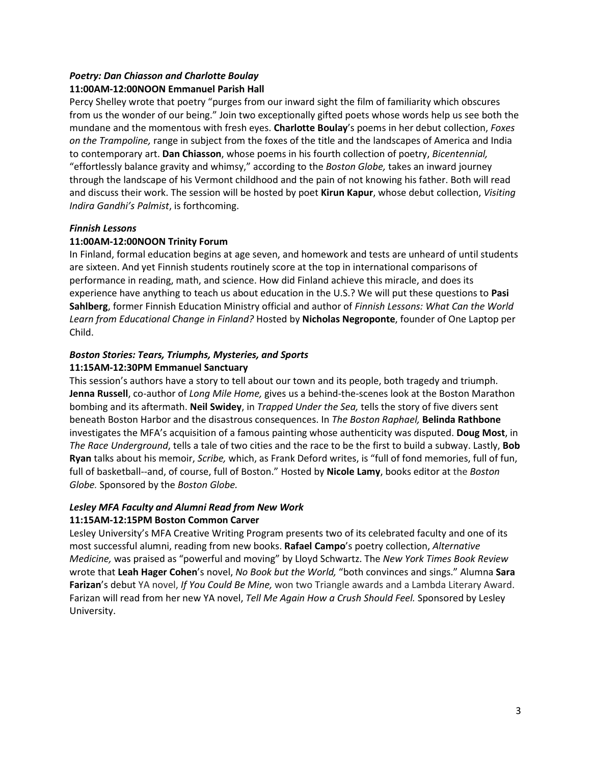### *Poetry: Dan Chiasson and Charlotte Boulay*

**11:00AM-12:00NOON Emmanuel Parish Hall**

Percy Shelley wrote that poetry "purges from our inward sight the film of familiarity which obscures from us the wonder of our being." Join two exceptionally gifted poets whose words help us see both the mundane and the momentous with fresh eyes. **Charlotte Boulay**'s poems in her debut collection, *Foxes on the Trampoline,* range in subject from the foxes of the title and the landscapes of America and India to contemporary art. **Dan Chiasson**, whose poems in his fourth collection of poetry, *Bicentennial,* "effortlessly balance gravity and whimsy," according to the *Boston Globe,* takes an inward journey through the landscape of his Vermont childhood and the pain of not knowing his father. Both will read and discuss their work. The session will be hosted by poet **Kirun Kapur**, whose debut collection, *Visiting Indira Gandhi's Palmist*, is forthcoming.

### *Finnish Lessons*

**11:00AM-12:00NOON Trinity Forum**

In Finland, formal education begins at age seven, and homework and tests are unheard of until students are sixteen. And yet Finnish students routinely score at the top in international comparisons of performance in reading, math, and science. How did Finland achieve this miracle, and does its experience have anything to teach us about education in the U.S.? We will put these questions to **Pasi Sahlberg**, former Finnish Education Ministry official and author of *Finnish Lessons: What Can the World Learn from Educational Change in Finland?* Hosted by **Nicholas Negroponte**, founder of One Laptop per Child.

### *Boston Stories: Tears, Triumphs, Mysteries, and Sports*

**11:15AM-12:30PM Emmanuel Sanctuary**

This session's authors have a story to tell about our town and its people, both tragedy and triumph. **Jenna Russell**, co-author of *Long Mile Home,* gives us a behind-the-scenes look at the Boston Marathon bombing and its aftermath. **Neil Swidey**, in *Trapped Under the Sea,* tells the story of five divers sent beneath Boston Harbor and the disastrous consequences. In *The Boston Raphael,* **Belinda Rathbone** investigates the MFA's acquisition of a famous painting whose authenticity was disputed. **Doug Most**, in *The Race Underground*, tells a tale of two cities and the race to be the first to build a subway. Lastly, **Bob Ryan** talks about his memoir, *Scribe,* which, as Frank Deford writes, is "full of fond memories, full of fun, full of basketball--and, of course, full of Boston." Hosted by **Nicole Lamy**, books editor at the *Boston Globe.* Sponsored by the *Boston Globe.*

### *Lesley MFA Faculty and Alumni Read from New Work*

**11:15AM-12:15PM Boston Common Carver**

Lesley University's MFA Creative Writing Program presents two of its celebrated faculty and one of its most successful alumni, reading from new books. **Rafael Campo**'s poetry collection, *Alternative Medicine,* was praised as "powerful and moving" by Lloyd Schwartz. The *New York Times Book Review* wrote that **Leah Hager Cohen**'s novel, *No Book but the World,* "both convinces and sings." Alumna **Sara Farizan**'s debut YA novel, *If You Could Be Mine,* won two Triangle awards and a Lambda Literary Award. Farizan will read from her new YA novel, *Tell Me Again How a Crush Should Feel.* Sponsored by Lesley University.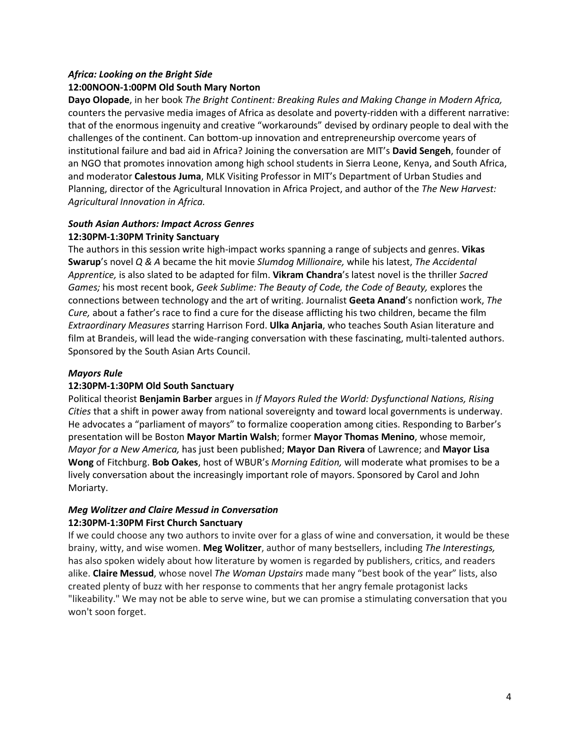### *Africa: Looking on the Bright Side*

**12:00NOON-1:00PM Old South Mary Norton**

**Dayo Olopade**, in her book *The Bright Continent: Breaking Rules and Making Change in Modern Africa,* counters the pervasive media images of Africa as desolate and poverty-ridden with a different narrative: that of the enormous ingenuity and creative "workarounds" devised by ordinary people to deal with the challenges of the continent. Can bottom-up innovation and entrepreneurship overcome years of institutional failure and bad aid in Africa? Joining the conversation are MIT's **David Sengeh**, founder of an NGO that promotes innovation among high school students in Sierra Leone, Kenya, and South Africa, and moderator **Calestous Juma**, MLK Visiting Professor in MIT's Department of Urban Studies and Planning, director of the Agricultural Innovation in Africa Project, and author of the *The New Harvest: Agricultural Innovation in Africa.*

### *South Asian Authors: Impact Across Genres*

**12:30PM-1:30PM Trinity Sanctuary**

The authors in this session write high-impact works spanning a range of subjects and genres. **Vikas Swarup**'s novel *Q & A* became the hit movie *Slumdog Millionaire,* while his latest, *The Accidental Apprentice,* is also slated to be adapted for film. **Vikram Chandra**'s latest novel is the thriller *Sacred Games;* his most recent book, *Geek Sublime: The Beauty of Code, the Code of Beauty,* explores the connections between technology and the art of writing. Journalist **Geeta Anand**'s nonfiction work, *The Cure,* about a father's race to find a cure for the disease afflicting his two children, became the film *Extraordinary Measures* starring Harrison Ford. **Ulka Anjaria**, who teaches South Asian literature and film at Brandeis, will lead the wide-ranging conversation with these fascinating, multi-talented authors. Sponsored by the South Asian Arts Council.

### *Mayors Rule*

**12:30PM-1:30PM Old South Sanctuary**

Political theorist **Benjamin Barber** argues in *If Mayors Ruled the World: Dysfunctional Nations, Rising Cities* that a shift in power away from national sovereignty and toward local governments is underway. He advocates a "parliament of mayors" to formalize cooperation among cities. Responding to Barber's presentation will be Boston **Mayor Martin Walsh**; former **Mayor Thomas Menino**, whose memoir, *Mayor for a New America,* has just been published; **Mayor Dan Rivera** of Lawrence; and **Mayor Lisa Wong** of Fitchburg. **Bob Oakes**, host of WBUR's *Morning Edition,* will moderate what promises to be a lively conversation about the increasingly important role of mayors. Sponsored by Carol and John Moriarty.

### *Meg Wolitzer and Claire Messud in Conversation*

**12:30PM-1:30PM First Church Sanctuary**

If we could choose any two authors to invite over for a glass of wine and conversation, it would be these brainy, witty, and wise women. **Meg Wolitzer**, author of many bestsellers, including *The Interestings,* has also spoken widely about how literature by women is regarded by publishers, critics, and readers alike. **Claire Messud**, whose novel *The Woman Upstairs* made many "best book of the year" lists, also created plenty of buzz with her response to comments that her angry female protagonist lacks "likeability." We may not be able to serve wine, but we can promise a stimulating conversation that you won't soon forget.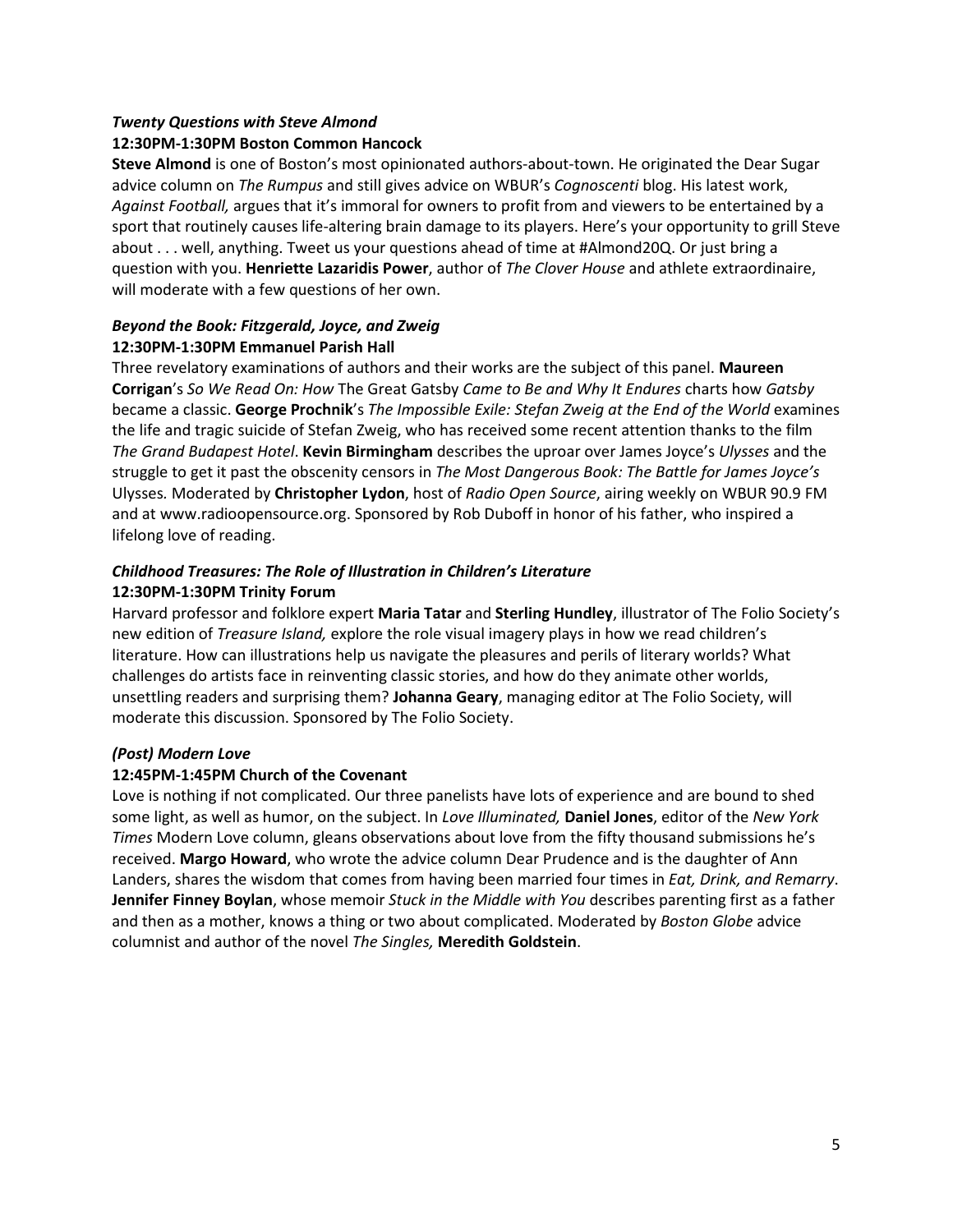### *Twenty Questions with Steve Almond*

**12:30PM-1:30PM Boston Common Hancock**

**Steve Almond** is one of Boston's most opinionated authors-about-town. He originated the Dear Sugar advice column on *The Rumpus* and still gives advice on WBUR's *Cognoscenti* blog. His latest work, *Against Football,* argues that it's immoral for owners to profit from and viewers to be entertained by a sport that routinely causes life-altering brain damage to its players. Here's your opportunity to grill Steve about . . . well, anything. Tweet us your questions ahead of time at #Almond20Q. Or just bring a question with you. **Henriette Lazaridis Power**, author of *The Clover House* and athlete extraordinaire, will moderate with a few questions of her own.

### *Beyond the Book: Fitzgerald, Joyce, and Zweig*

**12:30PM-1:30PM Emmanuel Parish Hall**

Three revelatory examinations of authors and their works are the subject of this panel. **Maureen Corrigan**'s *So We Read On: How* The Great Gatsby *Came to Be and Why It Endures* charts how *Gatsby* became a classic. **George Prochnik**'s *The Impossible Exile: Stefan Zweig at the End of the World* examines the life and tragic suicide of Stefan Zweig, who has received some recent attention thanks to the film *The Grand Budapest Hotel*. **Kevin Birmingham** describes the uproar over James Joyce's *Ulysses* and the struggle to get it past the obscenity censors in *The Most Dangerous Book: The Battle for James Joyce's* Ulysses*.* Moderated by **Christopher Lydon**, host of *Radio Open Source*, airing weekly on WBUR 90.9 FM and at www.radioopensource.org. Sponsored by Rob Duboff in honor of his father, who inspired a lifelong love of reading.

### *Childhood Treasures: The Role of Illustration in Children's Literature*

**12:30PM-1:30PM Trinity Forum**

Harvard professor and folklore expert **Maria Tatar** and **Sterling Hundley**, illustrator of The Folio Society's new edition of *Treasure Island,* explore the role visual imagery plays in how we read children's literature. How can illustrations help us navigate the pleasures and perils of literary worlds? What challenges do artists face in reinventing classic stories, and how do they animate other worlds, unsettling readers and surprising them? **Johanna Geary**, managing editor at The Folio Society, will moderate this discussion. Sponsored by The Folio Society.

### *(Post) Modern Love*

**12:45PM-1:45PM Church of the Covenant**

Love is nothing if not complicated. Our three panelists have lots of experience and are bound to shed some light, as well as humor, on the subject. In *Love Illuminated,* **Daniel Jones**, editor of the *New York Times* Modern Love column, gleans observations about love from the fifty thousand submissions he's received. **Margo Howard**, who wrote the advice column Dear Prudence and is the daughter of Ann Landers, shares the wisdom that comes from having been married four times in *Eat, Drink, and Remarry*. **Jennifer Finney Boylan**, whose memoir *Stuck in the Middle with You* describes parenting first as a father and then as a mother, knows a thing or two about complicated. Moderated by *Boston Globe* advice columnist and author of the novel *The Singles,* **Meredith Goldstein**.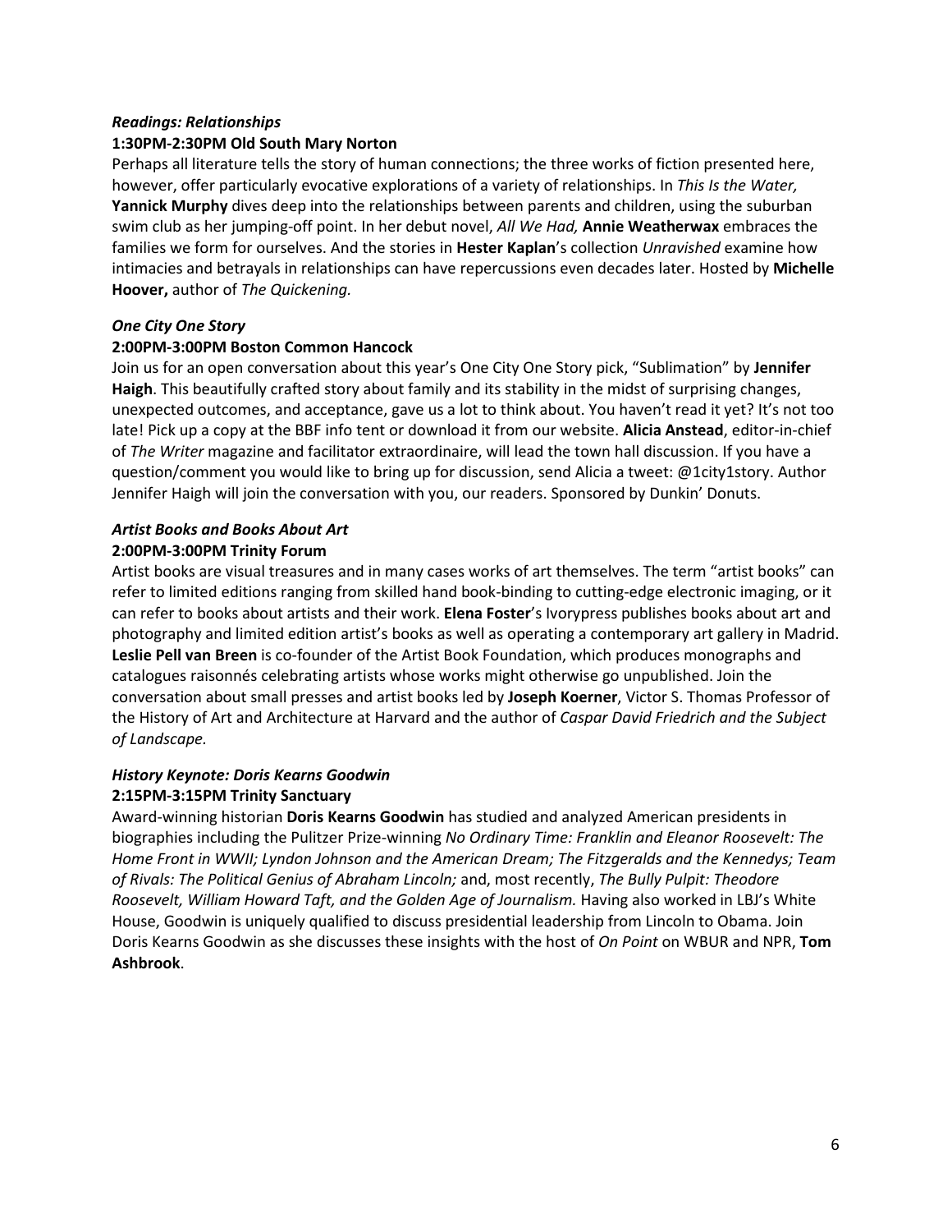### *Readings: Relationships*

**1:30PM-2:30PM Old South Mary Norton**

Perhaps all literature tells the story of human connections; the three works of fiction presented here, however, offer particularly evocative explorations of a variety of relationships. In *This Is the Water,* **Yannick Murphy** dives deep into the relationships between parents and children, using the suburban swim club as her jumping-off point. In her debut novel, *All We Had,* **Annie Weatherwax** embraces the families we form for ourselves. And the stories in **Hester Kaplan**'s collection *Unravished* examine how intimacies and betrayals in relationships can have repercussions even decades later. Hosted by **Michelle Hoover,** author of *The Quickening.*

### *One City One Story*

**2:00PM-3:00PM Boston Common Hancock**

Join us for an open conversation about this year's One City One Story pick, "Sublimation" by **Jennifer Haigh**. This beautifully crafted story about family and its stability in the midst of surprising changes, unexpected outcomes, and acceptance, gave us a lot to think about. You haven't read it yet? It's not too late! Pick up a copy at the BBF info tent or download it from our website. **Alicia Anstead**, editor-in-chief of *The Writer* magazine and facilitator extraordinaire, will lead the town hall discussion. If you have a question/comment you would like to bring up for discussion, send Alicia a tweet: @1city1story. Author Jennifer Haigh will join the conversation with you, our readers. Sponsored by Dunkin' Donuts.

### *Artist Books and Books About Art*

**2:00PM-3:00PM Trinity Forum**

Artist books are visual treasures and in many cases works of art themselves. The term "artist books" can refer to limited editions ranging from skilled hand book-binding to cutting-edge electronic imaging, or it can refer to books about artists and their work. **Elena Foster**'s Ivorypress publishes books about art and photography and limited edition artist's books as well as operating a contemporary art gallery in Madrid. **Leslie Pell van Breen** is co-founder of the Artist Book Foundation, which produces monographs and catalogues raisonnés celebrating artists whose works might otherwise go unpublished. Join the conversation about small presses and artist books led by **Joseph Koerner**, Victor S. Thomas Professor of the History of Art and Architecture at Harvard and the author of *Caspar David Friedrich and the Subject of Landscape.*

### *History Keynote: Doris Kearns Goodwin*

**2:15PM-3:15PM Trinity Sanctuary**

Award-winning historian **Doris Kearns Goodwin** has studied and analyzed American presidents in biographies including the Pulitzer Prize-winning *No Ordinary Time: Franklin and Eleanor Roosevelt: The Home Front in WWII; Lyndon Johnson and the American Dream; The Fitzgeralds and the Kennedys; Team of Rivals: The Political Genius of Abraham Lincoln;* and, most recently, *The Bully Pulpit: Theodore Roosevelt, William Howard Taft, and the Golden Age of Journalism.* Having also worked in LBJ's White House, Goodwin is uniquely qualified to discuss presidential leadership from Lincoln to Obama. Join Doris Kearns Goodwin as she discusses these insights with the host of *On Point* on WBUR and NPR, **Tom Ashbrook**.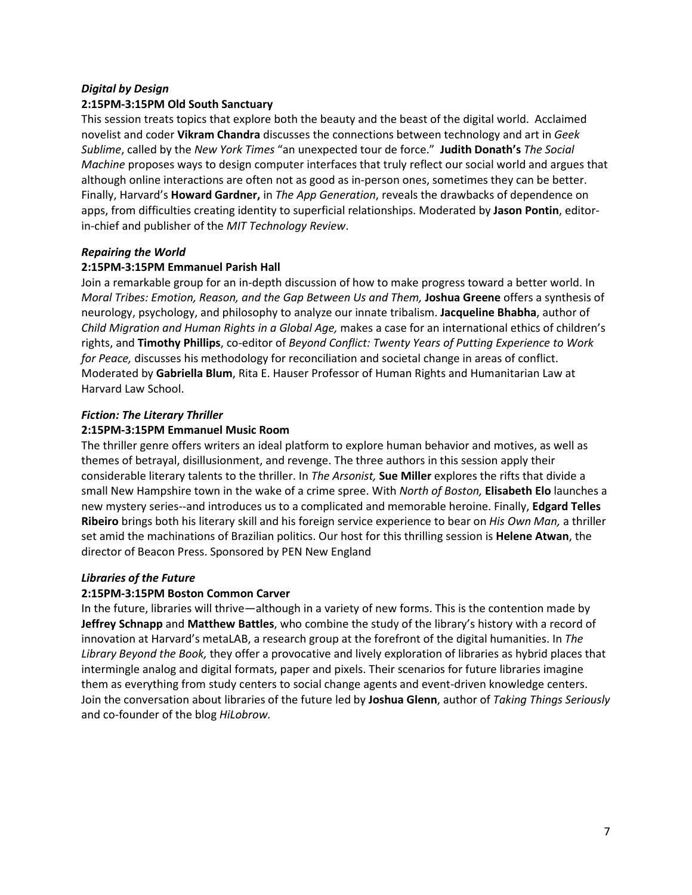***Digital by Design***

**2:15PM-3:15PM Old South Sanctuary**

This session treats topics that explore both the beauty and the beast of the digital world. Acclaimed novelist and coder **Vikram Chandra** discusses the connections between technology and art in *Geek Sublime*, called by the *New York Times* "an unexpected tour de force." **Judith Donath's** *The Social Machine* proposes ways to design computer interfaces that truly reflect our social world and argues that although online interactions are often not as good as in-person ones, sometimes they can be better. Finally, Harvard's **Howard Gardner,** in *The App Generation*, reveals the drawbacks of dependence on apps, from difficulties creating identity to superficial relationships. Moderated by **Jason Pontin**, editor-in-chief and publisher of the *MIT Technology Review*.

***Repairing the World***

**2:15PM-3:15PM Emmanuel Parish Hall**

Join a remarkable group for an in-depth discussion of how to make progress toward a better world. In *Moral Tribes: Emotion, Reason, and the Gap Between Us and Them,* **Joshua Greene** offers a synthesis of neurology, psychology, and philosophy to analyze our innate tribalism. **Jacqueline Bhabha**, author of *Child Migration and Human Rights in a Global Age,* makes a case for an international ethics of children's rights, and **Timothy Phillips**, co-editor of *Beyond Conflict: Twenty Years of Putting Experience to Work for Peace,* discusses his methodology for reconciliation and societal change in areas of conflict. Moderated by **Gabriella Blum**, Rita E. Hauser Professor of Human Rights and Humanitarian Law at Harvard Law School.

***Fiction: The Literary Thriller***

**2:15PM-3:15PM Emmanuel Music Room**

The thriller genre offers writers an ideal platform to explore human behavior and motives, as well as themes of betrayal, disillusionment, and revenge. The three authors in this session apply their considerable literary talents to the thriller. In *The Arsonist,* **Sue Miller** explores the rifts that divide a small New Hampshire town in the wake of a crime spree. With *North of Boston,* **Elisabeth Elo** launches a new mystery series--and introduces us to a complicated and memorable heroine. Finally, **Edgard Telles Ribeiro** brings both his literary skill and his foreign service experience to bear on *His Own Man,* a thriller set amid the machinations of Brazilian politics. Our host for this thrilling session is **Helene Atwan**, the director of Beacon Press. Sponsored by PEN New England

***Libraries of the Future***

**2:15PM-3:15PM Boston Common Carver**

In the future, libraries will thrive—although in a variety of new forms. This is the contention made by **Jeffrey Schnapp** and **Matthew Battles**, who combine the study of the library's history with a record of innovation at Harvard's metaLAB, a research group at the forefront of the digital humanities. In *The Library Beyond the Book,* they offer a provocative and lively exploration of libraries as hybrid places that intermingle analog and digital formats, paper and pixels. Their scenarios for future libraries imagine them as everything from study centers to social change agents and event-driven knowledge centers. Join the conversation about libraries of the future led by **Joshua Glenn**, author of *Taking Things Seriously* and co-founder of the blog *HiLobrow.*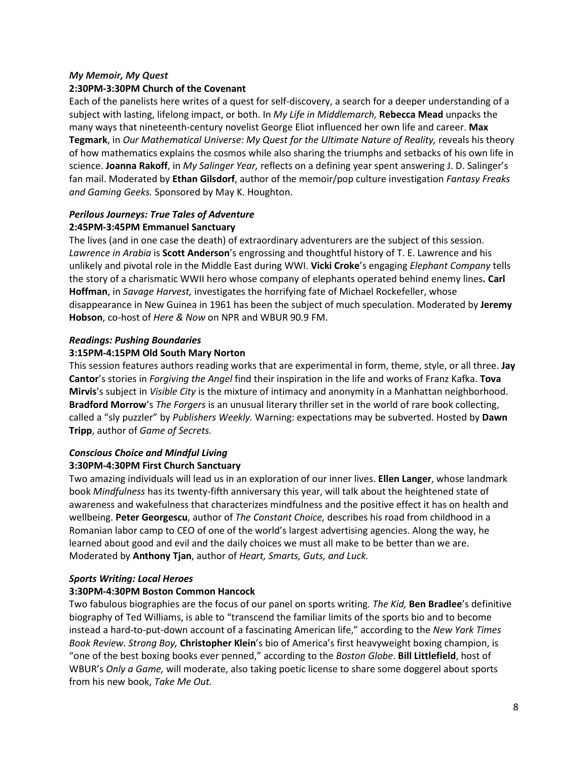### *My Memoir, My Quest*

**2:30PM-3:30PM Church of the Covenant**

Each of the panelists here writes of a quest for self-discovery, a search for a deeper understanding of a subject with lasting, lifelong impact, or both. In *My Life in Middlemarch,* **Rebecca Mead** unpacks the many ways that nineteenth-century novelist George Eliot influenced her own life and career. **Max Tegmark**, in *Our Mathematical Universe: My Quest for the Ultimate Nature of Reality,* reveals his theory of how mathematics explains the cosmos while also sharing the triumphs and setbacks of his own life in science. **Joanna Rakoff**, in *My Salinger Year,* reflects on a defining year spent answering J. D. Salinger's fan mail. Moderated by **Ethan Gilsdorf**, author of the memoir/pop culture investigation *Fantasy Freaks and Gaming Geeks.* Sponsored by May K. Houghton.

### *Perilous Journeys: True Tales of Adventure*

**2:45PM-3:45PM Emmanuel Sanctuary**

The lives (and in one case the death) of extraordinary adventurers are the subject of this session. *Lawrence in Arabia* is **Scott Anderson**'s engrossing and thoughtful history of T. E. Lawrence and his unlikely and pivotal role in the Middle East during WWI. **Vicki Croke**'s engaging *Elephant Company* tells the story of a charismatic WWII hero whose company of elephants operated behind enemy lines**. Carl Hoffman**, in *Savage Harvest,* investigates the horrifying fate of Michael Rockefeller, whose disappearance in New Guinea in 1961 has been the subject of much speculation. Moderated by **Jeremy Hobson**, co-host of *Here & Now* on NPR and WBUR 90.9 FM.

### *Readings: Pushing Boundaries*

**3:15PM-4:15PM Old South Mary Norton**

This session features authors reading works that are experimental in form, theme, style, or all three. **Jay Cantor**'s stories in *Forgiving the Angel* find their inspiration in the life and works of Franz Kafka. **Tova Mirvis**'s subject in *Visible City* is the mixture of intimacy and anonymity in a Manhattan neighborhood. **Bradford Morrow**'s *The Forgers* is an unusual literary thriller set in the world of rare book collecting, called a "sly puzzler" by *Publishers Weekly.* Warning: expectations may be subverted. Hosted by **Dawn Tripp**, author of *Game of Secrets.*

### *Conscious Choice and Mindful Living*

**3:30PM-4:30PM First Church Sanctuary**

Two amazing individuals will lead us in an exploration of our inner lives. **Ellen Langer**, whose landmark book *Mindfulness* has its twenty-fifth anniversary this year, will talk about the heightened state of awareness and wakefulness that characterizes mindfulness and the positive effect it has on health and wellbeing. **Peter Georgescu**, author of *The Constant Choice,* describes his road from childhood in a Romanian labor camp to CEO of one of the world's largest advertising agencies. Along the way, he learned about good and evil and the daily choices we must all make to be better than we are. Moderated by **Anthony Tjan**, author of *Heart, Smarts, Guts, and Luck.*

### *Sports Writing: Local Heroes*

**3:30PM-4:30PM Boston Common Hancock**

Two fabulous biographies are the focus of our panel on sports writing. *The Kid,* **Ben Bradlee**'s definitive biography of Ted Williams, is able to "transcend the familiar limits of the sports bio and to become instead a hard-to-put-down account of a fascinating American life," according to the *New York Times Book Review. Strong Boy,* **Christopher Klein**'s bio of America's first heavyweight boxing champion, is "one of the best boxing books ever penned," according to the *Boston Globe*. **Bill Littlefield**, host of WBUR's *Only a Game,* will moderate, also taking poetic license to share some doggerel about sports from his new book, *Take Me Out.*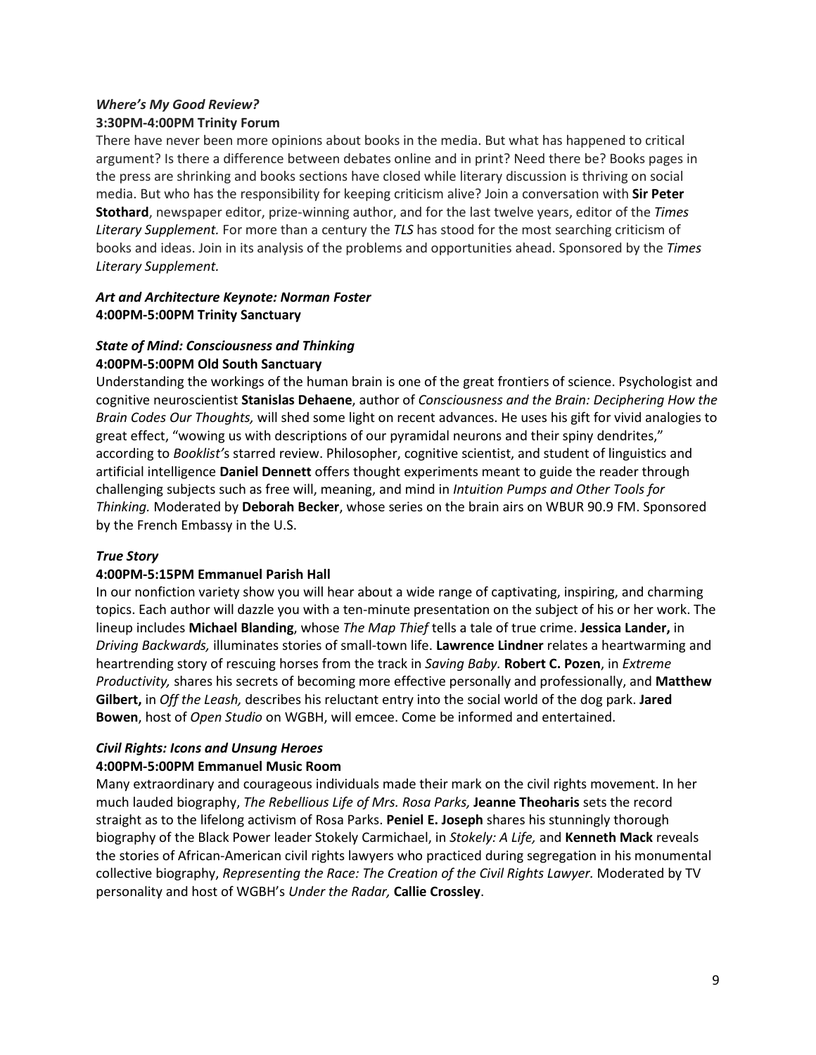***Where's My Good Review?***
**3:30PM-4:00PM Trinity Forum**

There have never been more opinions about books in the media. But what has happened to critical argument? Is there a difference between debates online and in print? Need there be? Books pages in the press are shrinking and books sections have closed while literary discussion is thriving on social media. But who has the responsibility for keeping criticism alive? Join a conversation with **Sir Peter Stothard**, newspaper editor, prize-winning author, and for the last twelve years, editor of the *Times Literary Supplement.* For more than a century the *TLS* has stood for the most searching criticism of books and ideas. Join in its analysis of the problems and opportunities ahead. Sponsored by the *Times Literary Supplement.*

***Art and Architecture Keynote: Norman Foster***
**4:00PM-5:00PM Trinity Sanctuary**

***State of Mind: Consciousness and Thinking***
**4:00PM-5:00PM Old South Sanctuary**

Understanding the workings of the human brain is one of the great frontiers of science. Psychologist and cognitive neuroscientist **Stanislas Dehaene**, author of *Consciousness and the Brain: Deciphering How the Brain Codes Our Thoughts,* will shed some light on recent advances. He uses his gift for vivid analogies to great effect, "wowing us with descriptions of our pyramidal neurons and their spiny dendrites," according to *Booklist'*s starred review. Philosopher, cognitive scientist, and student of linguistics and artificial intelligence **Daniel Dennett** offers thought experiments meant to guide the reader through challenging subjects such as free will, meaning, and mind in *Intuition Pumps and Other Tools for Thinking.* Moderated by **Deborah Becker**, whose series on the brain airs on WBUR 90.9 FM. Sponsored by the French Embassy in the U.S.

***True Story***
**4:00PM-5:15PM Emmanuel Parish Hall**

In our nonfiction variety show you will hear about a wide range of captivating, inspiring, and charming topics. Each author will dazzle you with a ten-minute presentation on the subject of his or her work. The lineup includes **Michael Blanding**, whose *The Map Thief* tells a tale of true crime. **Jessica Lander,** in *Driving Backwards,* illuminates stories of small-town life. **Lawrence Lindner** relates a heartwarming and heartrending story of rescuing horses from the track in *Saving Baby.* **Robert C. Pozen**, in *Extreme Productivity,* shares his secrets of becoming more effective personally and professionally, and **Matthew Gilbert,** in *Off the Leash,* describes his reluctant entry into the social world of the dog park. **Jared Bowen**, host of *Open Studio* on WGBH, will emcee. Come be informed and entertained.

***Civil Rights: Icons and Unsung Heroes***
**4:00PM-5:00PM Emmanuel Music Room**

Many extraordinary and courageous individuals made their mark on the civil rights movement. In her much lauded biography, *The Rebellious Life of Mrs. Rosa Parks,* **Jeanne Theoharis** sets the record straight as to the lifelong activism of Rosa Parks. **Peniel E. Joseph** shares his stunningly thorough biography of the Black Power leader Stokely Carmichael, in *Stokely: A Life,* and **Kenneth Mack** reveals the stories of African-American civil rights lawyers who practiced during segregation in his monumental collective biography, *Representing the Race: The Creation of the Civil Rights Lawyer.* Moderated by TV personality and host of WGBH's *Under the Radar,* **Callie Crossley**.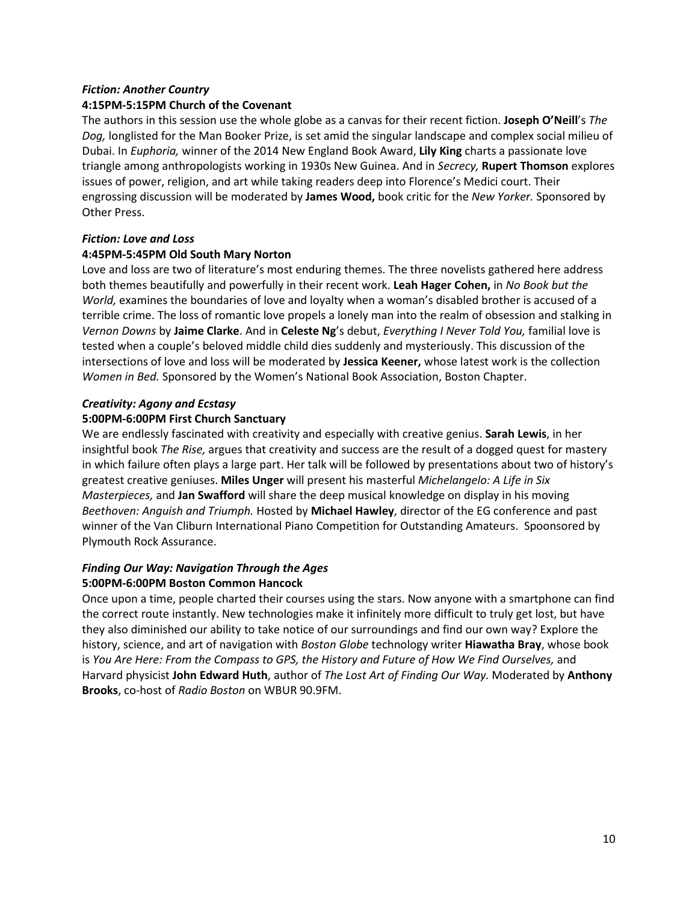***Fiction: Another Country***
**4:15PM-5:15PM Church of the Covenant**

The authors in this session use the whole globe as a canvas for their recent fiction. **Joseph O'Neill**'s *The Dog,* longlisted for the Man Booker Prize, is set amid the singular landscape and complex social milieu of Dubai. In *Euphoria,* winner of the 2014 New England Book Award, **Lily King** charts a passionate love triangle among anthropologists working in 1930s New Guinea. And in *Secrecy,* **Rupert Thomson** explores issues of power, religion, and art while taking readers deep into Florence's Medici court. Their engrossing discussion will be moderated by **James Wood,** book critic for the *New Yorker.* Sponsored by Other Press.

***Fiction: Love and Loss***
**4:45PM-5:45PM Old South Mary Norton**

Love and loss are two of literature's most enduring themes. The three novelists gathered here address both themes beautifully and powerfully in their recent work. **Leah Hager Cohen,** in *No Book but the World,* examines the boundaries of love and loyalty when a woman's disabled brother is accused of a terrible crime. The loss of romantic love propels a lonely man into the realm of obsession and stalking in *Vernon Downs* by **Jaime Clarke**. And in **Celeste Ng**'s debut, *Everything I Never Told You,* familial love is tested when a couple's beloved middle child dies suddenly and mysteriously. This discussion of the intersections of love and loss will be moderated by **Jessica Keener,** whose latest work is the collection *Women in Bed.* Sponsored by the Women's National Book Association, Boston Chapter.

***Creativity: Agony and Ecstasy***
**5:00PM-6:00PM First Church Sanctuary**

We are endlessly fascinated with creativity and especially with creative genius. **Sarah Lewis**, in her insightful book *The Rise,* argues that creativity and success are the result of a dogged quest for mastery in which failure often plays a large part. Her talk will be followed by presentations about two of history's greatest creative geniuses. **Miles Unger** will present his masterful *Michelangelo: A Life in Six Masterpieces,* and **Jan Swafford** will share the deep musical knowledge on display in his moving *Beethoven: Anguish and Triumph.* Hosted by **Michael Hawley**, director of the EG conference and past winner of the Van Cliburn International Piano Competition for Outstanding Amateurs. Spoonsored by Plymouth Rock Assurance.

***Finding Our Way: Navigation Through the Ages***
**5:00PM-6:00PM Boston Common Hancock**

Once upon a time, people charted their courses using the stars. Now anyone with a smartphone can find the correct route instantly. New technologies make it infinitely more difficult to truly get lost, but have they also diminished our ability to take notice of our surroundings and find our own way? Explore the history, science, and art of navigation with *Boston Globe* technology writer **Hiawatha Bray**, whose book is *You Are Here: From the Compass to GPS, the History and Future of How We Find Ourselves,* and Harvard physicist **John Edward Huth**, author of *The Lost Art of Finding Our Way.* Moderated by **Anthony Brooks**, co-host of *Radio Boston* on WBUR 90.9FM.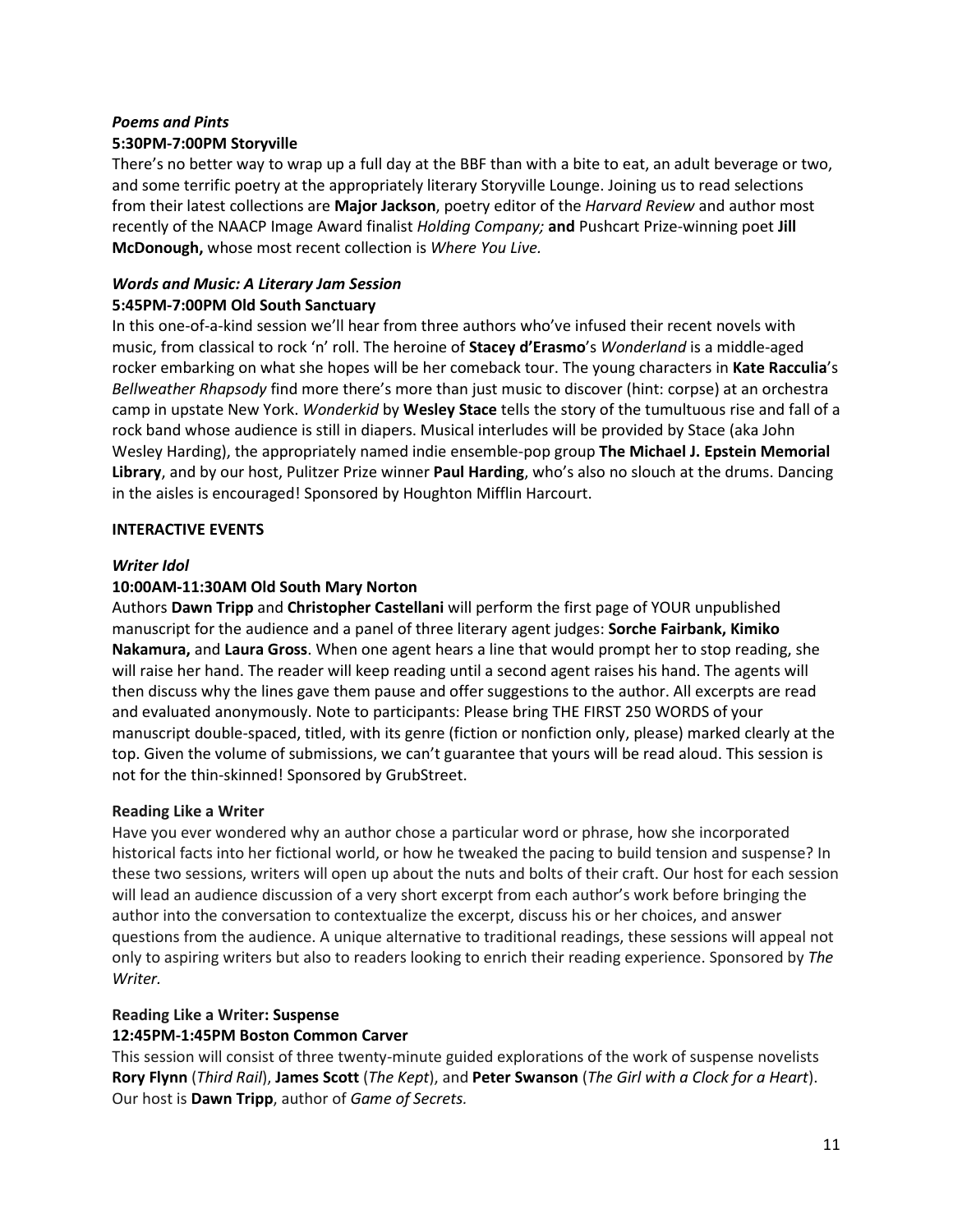***Poems and Pints***
**5:30PM-7:00PM Storyville**

There's no better way to wrap up a full day at the BBF than with a bite to eat, an adult beverage or two, and some terrific poetry at the appropriately literary Storyville Lounge. Joining us to read selections from their latest collections are **Major Jackson**, poetry editor of the *Harvard Review* and author most recently of the NAACP Image Award finalist *Holding Company;* **and** Pushcart Prize-winning poet **Jill McDonough,** whose most recent collection is *Where You Live.*

***Words and Music: A Literary Jam Session***
**5:45PM-7:00PM Old South Sanctuary**

In this one-of-a-kind session we'll hear from three authors who've infused their recent novels with music, from classical to rock 'n' roll. The heroine of **Stacey d'Erasmo**'s *Wonderland* is a middle-aged rocker embarking on what she hopes will be her comeback tour. The young characters in **Kate Racculia**'s *Bellweather Rhapsody* find more there's more than just music to discover (hint: corpse) at an orchestra camp in upstate New York. *Wonderkid* by **Wesley Stace** tells the story of the tumultuous rise and fall of a rock band whose audience is still in diapers. Musical interludes will be provided by Stace (aka John Wesley Harding), the appropriately named indie ensemble-pop group **The Michael J. Epstein Memorial Library**, and by our host, Pulitzer Prize winner **Paul Harding**, who's also no slouch at the drums. Dancing in the aisles is encouraged! Sponsored by Houghton Mifflin Harcourt.

**INTERACTIVE EVENTS**

***Writer Idol***
**10:00AM-11:30AM Old South Mary Norton**

Authors **Dawn Tripp** and **Christopher Castellani** will perform the first page of YOUR unpublished manuscript for the audience and a panel of three literary agent judges: **Sorche Fairbank, Kimiko Nakamura,** and **Laura Gross**. When one agent hears a line that would prompt her to stop reading, she will raise her hand. The reader will keep reading until a second agent raises his hand. The agents will then discuss why the lines gave them pause and offer suggestions to the author. All excerpts are read and evaluated anonymously. Note to participants: Please bring THE FIRST 250 WORDS of your manuscript double-spaced, titled, with its genre (fiction or nonfiction only, please) marked clearly at the top. Given the volume of submissions, we can't guarantee that yours will be read aloud. This session is not for the thin-skinned! Sponsored by GrubStreet.

**Reading Like a Writer**

Have you ever wondered why an author chose a particular word or phrase, how she incorporated historical facts into her fictional world, or how he tweaked the pacing to build tension and suspense? In these two sessions, writers will open up about the nuts and bolts of their craft. Our host for each session will lead an audience discussion of a very short excerpt from each author's work before bringing the author into the conversation to contextualize the excerpt, discuss his or her choices, and answer questions from the audience. A unique alternative to traditional readings, these sessions will appeal not only to aspiring writers but also to readers looking to enrich their reading experience. Sponsored by *The Writer.*

**Reading Like a Writer: Suspense**
**12:45PM-1:45PM Boston Common Carver**

This session will consist of three twenty-minute guided explorations of the work of suspense novelists **Rory Flynn** (*Third Rail*), **James Scott** (*The Kept*), and **Peter Swanson** (*The Girl with a Clock for a Heart*). Our host is **Dawn Tripp**, author of *Game of Secrets.*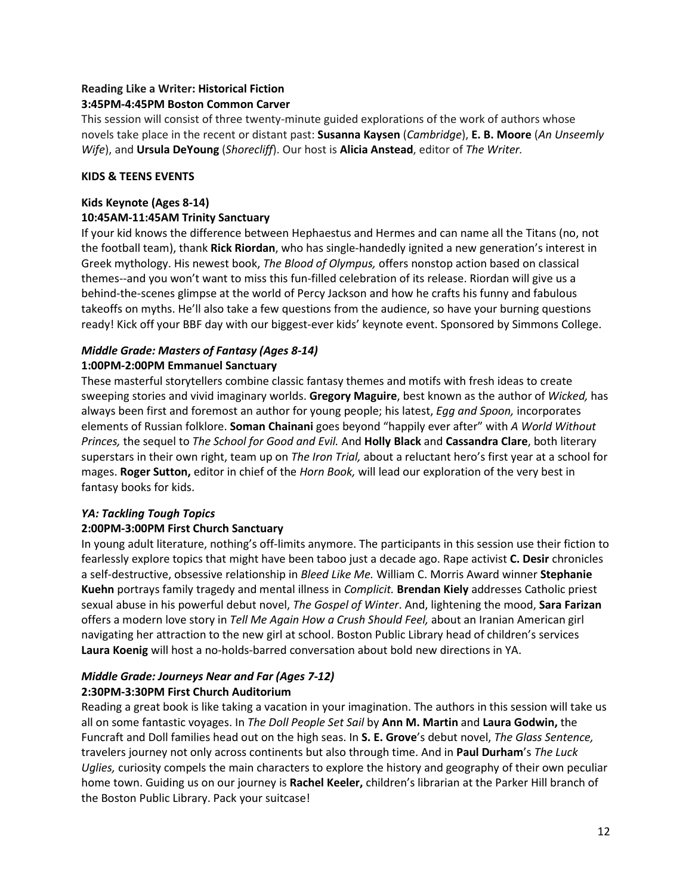**Reading Like a Writer: Historical Fiction**
**3:45PM-4:45PM Boston Common Carver**

This session will consist of three twenty-minute guided explorations of the work of authors whose novels take place in the recent or distant past: **Susanna Kaysen** (*Cambridge*), **E. B. Moore** (*An Unseemly Wife*), and **Ursula DeYoung** (*Shorecliff*). Our host is **Alicia Anstead**, editor of *The Writer.*

**KIDS & TEENS EVENTS**

**Kids Keynote (Ages 8-14)**
**10:45AM-11:45AM Trinity Sanctuary**

If your kid knows the difference between Hephaestus and Hermes and can name all the Titans (no, not the football team), thank **Rick Riordan**, who has single-handedly ignited a new generation's interest in Greek mythology. His newest book, *The Blood of Olympus,* offers nonstop action based on classical themes--and you won't want to miss this fun-filled celebration of its release. Riordan will give us a behind-the-scenes glimpse at the world of Percy Jackson and how he crafts his funny and fabulous takeoffs on myths. He'll also take a few questions from the audience, so have your burning questions ready! Kick off your BBF day with our biggest-ever kids' keynote event. Sponsored by Simmons College.

***Middle Grade: Masters of Fantasy (Ages 8-14)***
**1:00PM-2:00PM Emmanuel Sanctuary**

These masterful storytellers combine classic fantasy themes and motifs with fresh ideas to create sweeping stories and vivid imaginary worlds. **Gregory Maguire**, best known as the author of *Wicked,* has always been first and foremost an author for young people; his latest, *Egg and Spoon,* incorporates elements of Russian folklore. **Soman Chainani** goes beyond "happily ever after" with *A World Without Princes,* the sequel to *The School for Good and Evil.* And **Holly Black** and **Cassandra Clare**, both literary superstars in their own right, team up on *The Iron Trial,* about a reluctant hero's first year at a school for mages. **Roger Sutton,** editor in chief of the *Horn Book,* will lead our exploration of the very best in fantasy books for kids.

***YA: Tackling Tough Topics***
**2:00PM-3:00PM First Church Sanctuary**

In young adult literature, nothing's off-limits anymore. The participants in this session use their fiction to fearlessly explore topics that might have been taboo just a decade ago. Rape activist **C. Desir** chronicles a self-destructive, obsessive relationship in *Bleed Like Me.* William C. Morris Award winner **Stephanie Kuehn** portrays family tragedy and mental illness in *Complicit.* **Brendan Kiely** addresses Catholic priest sexual abuse in his powerful debut novel, *The Gospel of Winter*. And, lightening the mood, **Sara Farizan** offers a modern love story in *Tell Me Again How a Crush Should Feel,* about an Iranian American girl navigating her attraction to the new girl at school. Boston Public Library head of children's services **Laura Koenig** will host a no-holds-barred conversation about bold new directions in YA.

***Middle Grade: Journeys Near and Far (Ages 7-12)***
**2:30PM-3:30PM First Church Auditorium**

Reading a great book is like taking a vacation in your imagination. The authors in this session will take us all on some fantastic voyages. In *The Doll People Set Sail* by **Ann M. Martin** and **Laura Godwin,** the Funcraft and Doll families head out on the high seas. In **S. E. Grove**'s debut novel, *The Glass Sentence,* travelers journey not only across continents but also through time. And in **Paul Durham**'s *The Luck Uglies,* curiosity compels the main characters to explore the history and geography of their own peculiar home town. Guiding us on our journey is **Rachel Keeler,** children's librarian at the Parker Hill branch of the Boston Public Library. Pack your suitcase!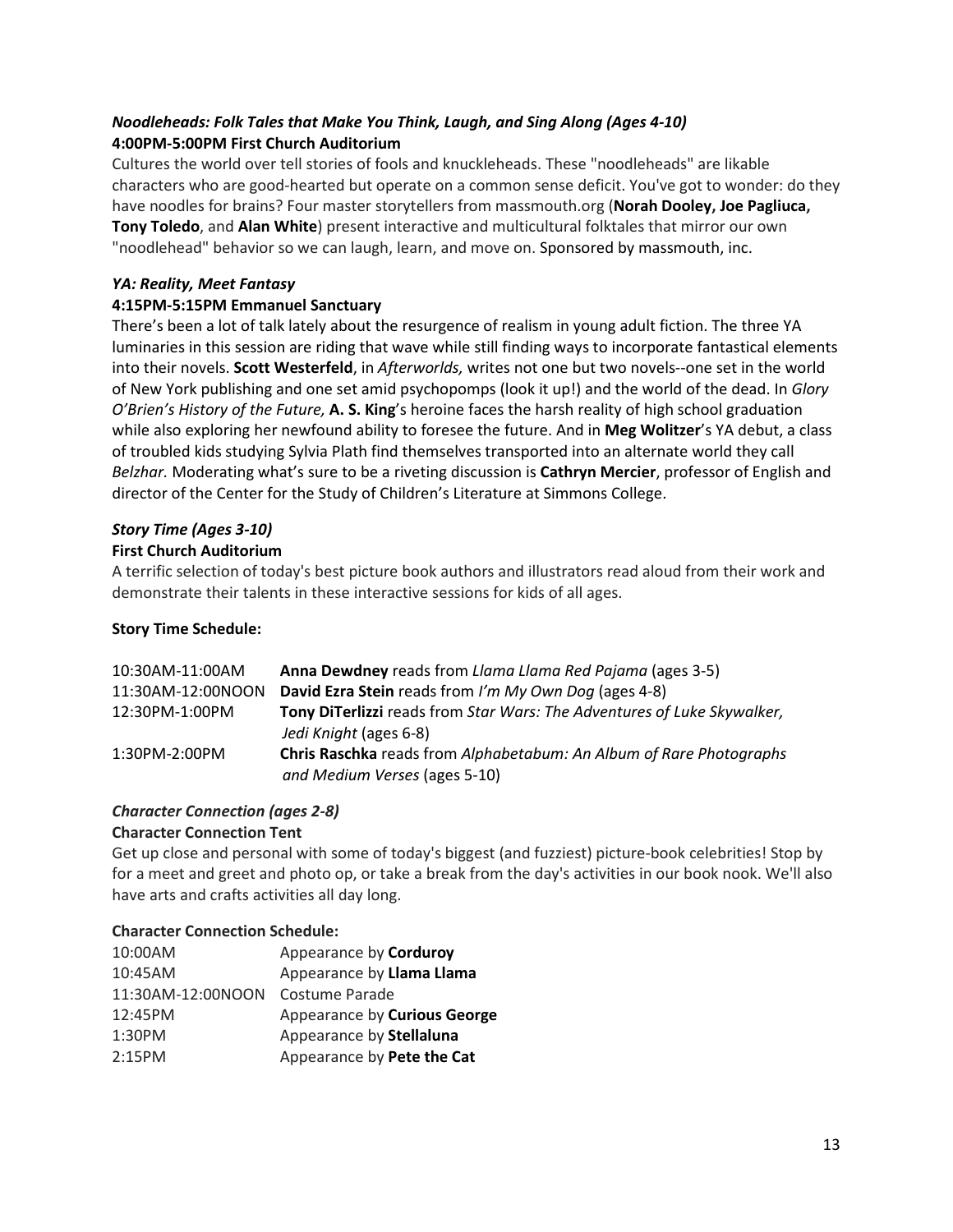### *Noodleheads: Folk Tales that Make You Think, Laugh, and Sing Along (Ages 4-10)*
**4:00PM-5:00PM First Church Auditorium**

Cultures the world over tell stories of fools and knuckleheads. These "noodleheads" are likable characters who are good-hearted but operate on a common sense deficit. You've got to wonder: do they have noodles for brains? Four master storytellers from massmouth.org (**Norah Dooley, Joe Pagliuca, Tony Toledo**, and **Alan White**) present interactive and multicultural folktales that mirror our own "noodlehead" behavior so we can laugh, learn, and move on. Sponsored by massmouth, inc.

### *YA: Reality, Meet Fantasy*
**4:15PM-5:15PM Emmanuel Sanctuary**

There's been a lot of talk lately about the resurgence of realism in young adult fiction. The three YA luminaries in this session are riding that wave while still finding ways to incorporate fantastical elements into their novels. **Scott Westerfeld**, in *Afterworlds,* writes not one but two novels--one set in the world of New York publishing and one set amid psychopomps (look it up!) and the world of the dead. In *Glory O'Brien's History of the Future,* **A. S. King**'s heroine faces the harsh reality of high school graduation while also exploring her newfound ability to foresee the future. And in **Meg Wolitzer**'s YA debut, a class of troubled kids studying Sylvia Plath find themselves transported into an alternate world they call *Belzhar.* Moderating what's sure to be a riveting discussion is **Cathryn Mercier**, professor of English and director of the Center for the Study of Children's Literature at Simmons College.

### *Story Time (Ages 3-10)*
**First Church Auditorium**

A terrific selection of today's best picture book authors and illustrators read aloud from their work and demonstrate their talents in these interactive sessions for kids of all ages.

**Story Time Schedule:**

| | |
|---|---|
| 10:30AM-11:00AM | **Anna Dewdney** reads from *Llama Llama Red Pajama* (ages 3-5) |
| 11:30AM-12:00NOON | **David Ezra Stein** reads from *I'm My Own Dog* (ages 4-8) |
| 12:30PM-1:00PM | **Tony DiTerlizzi** reads from *Star Wars: The Adventures of Luke Skywalker, Jedi Knight* (ages 6-8) |
| 1:30PM-2:00PM | **Chris Raschka** reads from *Alphabetabum: An Album of Rare Photographs and Medium Verses* (ages 5-10) |

### *Character Connection (ages 2-8)*
**Character Connection Tent**

Get up close and personal with some of today's biggest (and fuzziest) picture-book celebrities! Stop by for a meet and greet and photo op, or take a break from the day's activities in our book nook. We'll also have arts and crafts activities all day long.

**Character Connection Schedule:**

| | |
|---|---|
| 10:00AM | Appearance by **Corduroy** |
| 10:45AM | Appearance by **Llama Llama** |
| 11:30AM-12:00NOON | Costume Parade |
| 12:45PM | Appearance by **Curious George** |
| 1:30PM | Appearance by **Stellaluna** |
| 2:15PM | Appearance by **Pete the Cat** |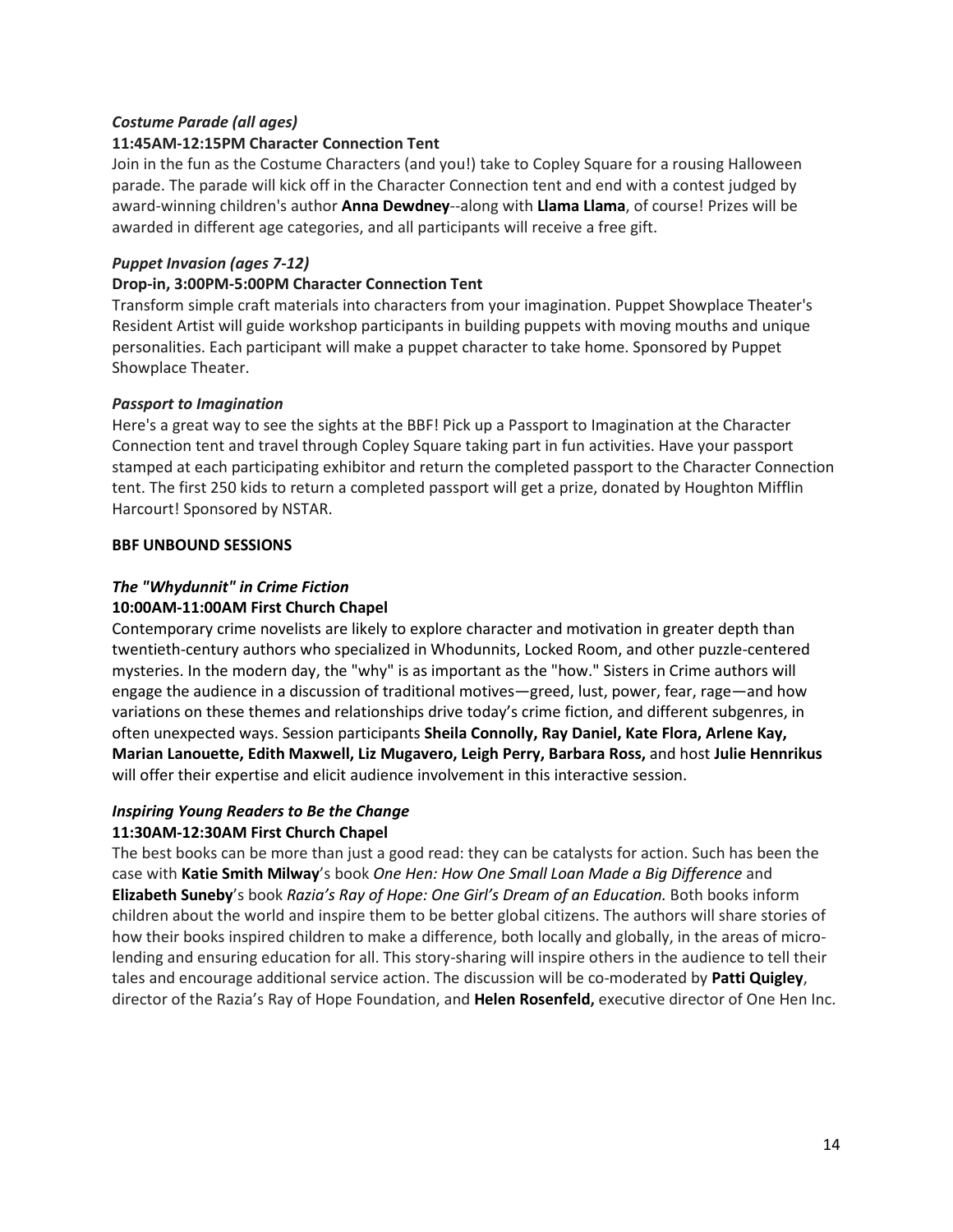***Costume Parade (all ages)***

**11:45AM-12:15PM Character Connection Tent**

Join in the fun as the Costume Characters (and you!) take to Copley Square for a rousing Halloween parade. The parade will kick off in the Character Connection tent and end with a contest judged by award-winning children's author **Anna Dewdney**--along with **Llama Llama**, of course! Prizes will be awarded in different age categories, and all participants will receive a free gift.

***Puppet Invasion (ages 7-12)***

**Drop-in, 3:00PM-5:00PM Character Connection Tent**

Transform simple craft materials into characters from your imagination. Puppet Showplace Theater's Resident Artist will guide workshop participants in building puppets with moving mouths and unique personalities. Each participant will make a puppet character to take home. Sponsored by Puppet Showplace Theater.

***Passport to Imagination***

Here's a great way to see the sights at the BBF! Pick up a Passport to Imagination at the Character Connection tent and travel through Copley Square taking part in fun activities. Have your passport stamped at each participating exhibitor and return the completed passport to the Character Connection tent. The first 250 kids to return a completed passport will get a prize, donated by Houghton Mifflin Harcourt! Sponsored by NSTAR.

**BBF UNBOUND SESSIONS**

***The "Whydunnit" in Crime Fiction***

**10:00AM-11:00AM First Church Chapel**

Contemporary crime novelists are likely to explore character and motivation in greater depth than twentieth-century authors who specialized in Whodunnits, Locked Room, and other puzzle-centered mysteries. In the modern day, the "why" is as important as the "how." Sisters in Crime authors will engage the audience in a discussion of traditional motives—greed, lust, power, fear, rage—and how variations on these themes and relationships drive today's crime fiction, and different subgenres, in often unexpected ways. Session participants **Sheila Connolly, Ray Daniel, Kate Flora, Arlene Kay, Marian Lanouette, Edith Maxwell, Liz Mugavero, Leigh Perry, Barbara Ross,** and host **Julie Hennrikus** will offer their expertise and elicit audience involvement in this interactive session.

***Inspiring Young Readers to Be the Change***

**11:30AM-12:30AM First Church Chapel**

The best books can be more than just a good read: they can be catalysts for action. Such has been the case with **Katie Smith Milway**'s book *One Hen: How One Small Loan Made a Big Difference* and **Elizabeth Suneby**'s book *Razia's Ray of Hope: One Girl's Dream of an Education.* Both books inform children about the world and inspire them to be better global citizens. The authors will share stories of how their books inspired children to make a difference, both locally and globally, in the areas of micro-lending and ensuring education for all. This story-sharing will inspire others in the audience to tell their tales and encourage additional service action. The discussion will be co-moderated by **Patti Quigley**, director of the Razia's Ray of Hope Foundation, and **Helen Rosenfeld,** executive director of One Hen Inc.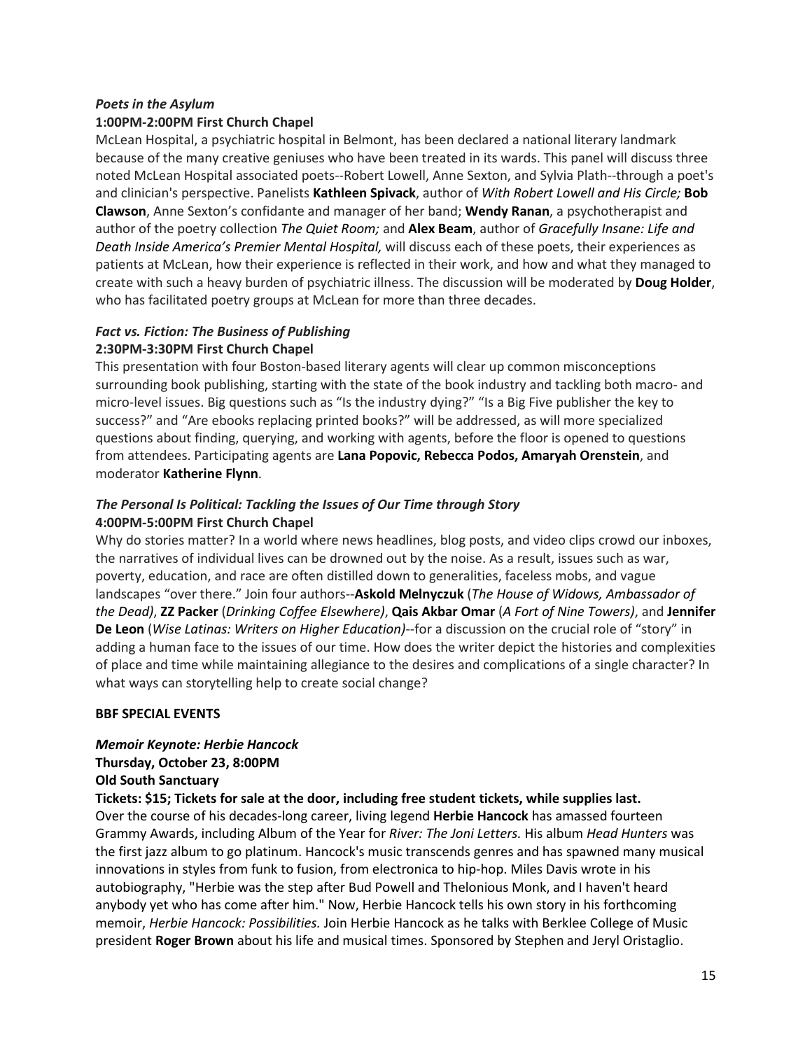***Poets in the Asylum***
**1:00PM-2:00PM First Church Chapel**
McLean Hospital, a psychiatric hospital in Belmont, has been declared a national literary landmark because of the many creative geniuses who have been treated in its wards. This panel will discuss three noted McLean Hospital associated poets--Robert Lowell, Anne Sexton, and Sylvia Plath--through a poet's and clinician's perspective. Panelists **Kathleen Spivack**, author of *With Robert Lowell and His Circle;* **Bob Clawson**, Anne Sexton's confidante and manager of her band; **Wendy Ranan**, a psychotherapist and author of the poetry collection *The Quiet Room;* and **Alex Beam**, author of *Gracefully Insane: Life and Death Inside America's Premier Mental Hospital,* will discuss each of these poets, their experiences as patients at McLean, how their experience is reflected in their work, and how and what they managed to create with such a heavy burden of psychiatric illness. The discussion will be moderated by **Doug Holder**, who has facilitated poetry groups at McLean for more than three decades.

***Fact vs. Fiction: The Business of Publishing***
**2:30PM-3:30PM First Church Chapel**
This presentation with four Boston-based literary agents will clear up common misconceptions surrounding book publishing, starting with the state of the book industry and tackling both macro- and micro-level issues. Big questions such as "Is the industry dying?" "Is a Big Five publisher the key to success?" and "Are ebooks replacing printed books?" will be addressed, as will more specialized questions about finding, querying, and working with agents, before the floor is opened to questions from attendees. Participating agents are **Lana Popovic, Rebecca Podos, Amaryah Orenstein**, and moderator **Katherine Flynn**.

***The Personal Is Political: Tackling the Issues of Our Time through Story***
**4:00PM-5:00PM First Church Chapel**
Why do stories matter? In a world where news headlines, blog posts, and video clips crowd our inboxes, the narratives of individual lives can be drowned out by the noise. As a result, issues such as war, poverty, education, and race are often distilled down to generalities, faceless mobs, and vague landscapes "over there." Join four authors--**Askold Melnyczuk** (*The House of Widows, Ambassador of the Dead)*, **ZZ Packer** (*Drinking Coffee Elsewhere)*, **Qais Akbar Omar** (*A Fort of Nine Towers)*, and **Jennifer De Leon** (*Wise Latinas: Writers on Higher Education)*--for a discussion on the crucial role of "story" in adding a human face to the issues of our time. How does the writer depict the histories and complexities of place and time while maintaining allegiance to the desires and complications of a single character? In what ways can storytelling help to create social change?

**BBF SPECIAL EVENTS**

***Memoir Keynote: Herbie Hancock***
**Thursday, October 23, 8:00PM**
**Old South Sanctuary**
**Tickets: $15; Tickets for sale at the door, including free student tickets, while supplies last.**
Over the course of his decades-long career, living legend **Herbie Hancock** has amassed fourteen Grammy Awards, including Album of the Year for *River: The Joni Letters.* His album *Head Hunters* was the first jazz album to go platinum. Hancock's music transcends genres and has spawned many musical innovations in styles from funk to fusion, from electronica to hip-hop. Miles Davis wrote in his autobiography, "Herbie was the step after Bud Powell and Thelonious Monk, and I haven't heard anybody yet who has come after him." Now, Herbie Hancock tells his own story in his forthcoming memoir, *Herbie Hancock: Possibilities.* Join Herbie Hancock as he talks with Berklee College of Music president **Roger Brown** about his life and musical times. Sponsored by Stephen and Jeryl Oristaglio.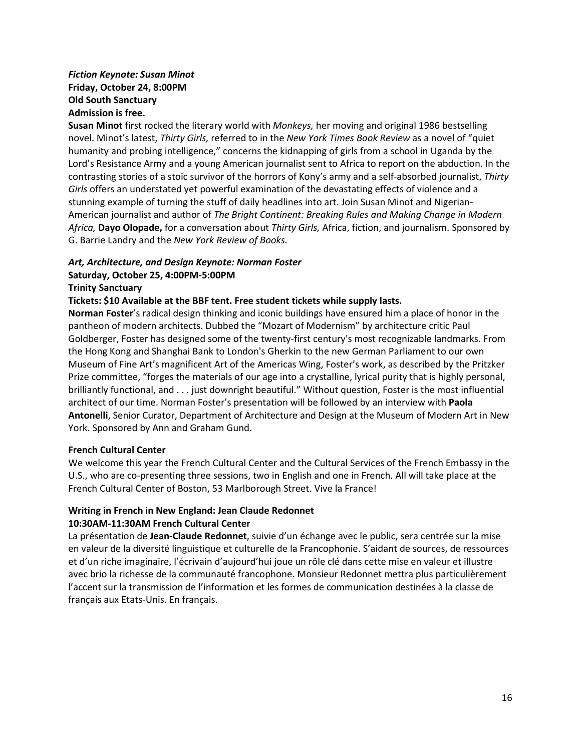***Fiction Keynote: Susan Minot***
**Friday, October 24, 8:00PM**
**Old South Sanctuary**
**Admission is free.**

**Susan Minot** first rocked the literary world with *Monkeys,* her moving and original 1986 bestselling novel. Minot's latest, *Thirty Girls,* referred to in the *New York Times Book Review* as a novel of "quiet humanity and probing intelligence," concerns the kidnapping of girls from a school in Uganda by the Lord's Resistance Army and a young American journalist sent to Africa to report on the abduction. In the contrasting stories of a stoic survivor of the horrors of Kony's army and a self-absorbed journalist, *Thirty Girls* offers an understated yet powerful examination of the devastating effects of violence and a stunning example of turning the stuff of daily headlines into art. Join Susan Minot and Nigerian-American journalist and author of *The Bright Continent: Breaking Rules and Making Change in Modern Africa,* **Dayo Olopade,** for a conversation about *Thirty Girls,* Africa, fiction, and journalism. Sponsored by G. Barrie Landry and the *New York Review of Books.*

***Art, Architecture, and Design Keynote: Norman Foster***
**Saturday, October 25, 4:00PM-5:00PM**
**Trinity Sanctuary**
**Tickets: $10 Available at the BBF tent. Free student tickets while supply lasts.**

**Norman Foster**'s radical design thinking and iconic buildings have ensured him a place of honor in the pantheon of modern architects. Dubbed the "Mozart of Modernism" by architecture critic Paul Goldberger, Foster has designed some of the twenty-first century's most recognizable landmarks. From the Hong Kong and Shanghai Bank to London's Gherkin to the new German Parliament to our own Museum of Fine Art's magnificent Art of the Americas Wing, Foster's work, as described by the Pritzker Prize committee, "forges the materials of our age into a crystalline, lyrical purity that is highly personal, brilliantly functional, and . . . just downright beautiful." Without question, Foster is the most influential architect of our time. Norman Foster's presentation will be followed by an interview with **Paola Antonelli**, Senior Curator, Department of Architecture and Design at the Museum of Modern Art in New York. Sponsored by Ann and Graham Gund.

**French Cultural Center**

We welcome this year the French Cultural Center and the Cultural Services of the French Embassy in the U.S., who are co-presenting three sessions, two in English and one in French. All will take place at the French Cultural Center of Boston, 53 Marlborough Street. Vive la France!

**Writing in French in New England: Jean Claude Redonnet**
**10:30AM-11:30AM French Cultural Center**

La présentation de **Jean-Claude Redonnet**, suivie d'un échange avec le public, sera centrée sur la mise en valeur de la diversité linguistique et culturelle de la Francophonie. S'aidant de sources, de ressources et d'un riche imaginaire, l'écrivain d'aujourd'hui joue un rôle clé dans cette mise en valeur et illustre avec brio la richesse de la communauté francophone. Monsieur Redonnet mettra plus particulièrement l'accent sur la transmission de l'information et les formes de communication destinées à la classe de français aux Etats-Unis. En français.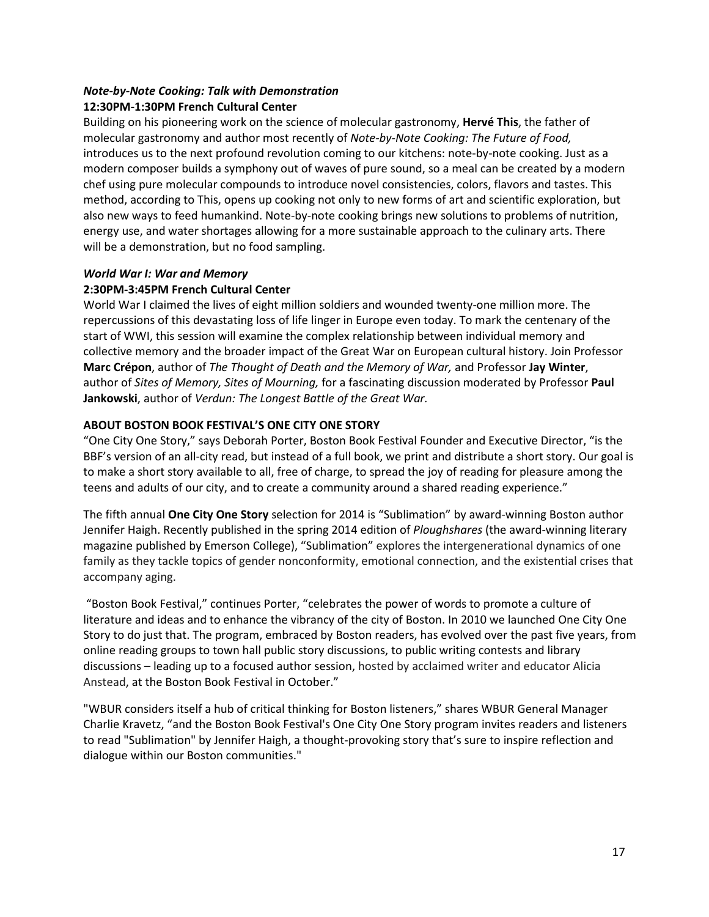***Note-by-Note Cooking: Talk with Demonstration***
**12:30PM-1:30PM French Cultural Center**

Building on his pioneering work on the science of molecular gastronomy, **Hervé This**, the father of molecular gastronomy and author most recently of *Note-by-Note Cooking: The Future of Food,* introduces us to the next profound revolution coming to our kitchens: note-by-note cooking. Just as a modern composer builds a symphony out of waves of pure sound, so a meal can be created by a modern chef using pure molecular compounds to introduce novel consistencies, colors, flavors and tastes. This method, according to This, opens up cooking not only to new forms of art and scientific exploration, but also new ways to feed humankind. Note-by-note cooking brings new solutions to problems of nutrition, energy use, and water shortages allowing for a more sustainable approach to the culinary arts. There will be a demonstration, but no food sampling.

***World War I: War and Memory***
**2:30PM-3:45PM French Cultural Center**

World War I claimed the lives of eight million soldiers and wounded twenty-one million more. The repercussions of this devastating loss of life linger in Europe even today. To mark the centenary of the start of WWI, this session will examine the complex relationship between individual memory and collective memory and the broader impact of the Great War on European cultural history. Join Professor **Marc Crépon**, author of *The Thought of Death and the Memory of War,* and Professor **Jay Winter**, author of *Sites of Memory, Sites of Mourning,* for a fascinating discussion moderated by Professor **Paul Jankowski**, author of *Verdun: The Longest Battle of the Great War.*

**ABOUT BOSTON BOOK FESTIVAL'S ONE CITY ONE STORY**

"One City One Story," says Deborah Porter, Boston Book Festival Founder and Executive Director, "is the BBF's version of an all-city read, but instead of a full book, we print and distribute a short story. Our goal is to make a short story available to all, free of charge, to spread the joy of reading for pleasure among the teens and adults of our city, and to create a community around a shared reading experience."

The fifth annual **One City One Story** selection for 2014 is "Sublimation" by award-winning Boston author Jennifer Haigh. Recently published in the spring 2014 edition of *Ploughshares* (the award-winning literary magazine published by Emerson College), "Sublimation" explores the intergenerational dynamics of one family as they tackle topics of gender nonconformity, emotional connection, and the existential crises that accompany aging.

"Boston Book Festival," continues Porter, "celebrates the power of words to promote a culture of literature and ideas and to enhance the vibrancy of the city of Boston. In 2010 we launched One City One Story to do just that. The program, embraced by Boston readers, has evolved over the past five years, from online reading groups to town hall public story discussions, to public writing contests and library discussions – leading up to a focused author session, hosted by acclaimed writer and educator Alicia Anstead, at the Boston Book Festival in October."

"WBUR considers itself a hub of critical thinking for Boston listeners," shares WBUR General Manager Charlie Kravetz, "and the Boston Book Festival's One City One Story program invites readers and listeners to read "Sublimation" by Jennifer Haigh, a thought-provoking story that's sure to inspire reflection and dialogue within our Boston communities."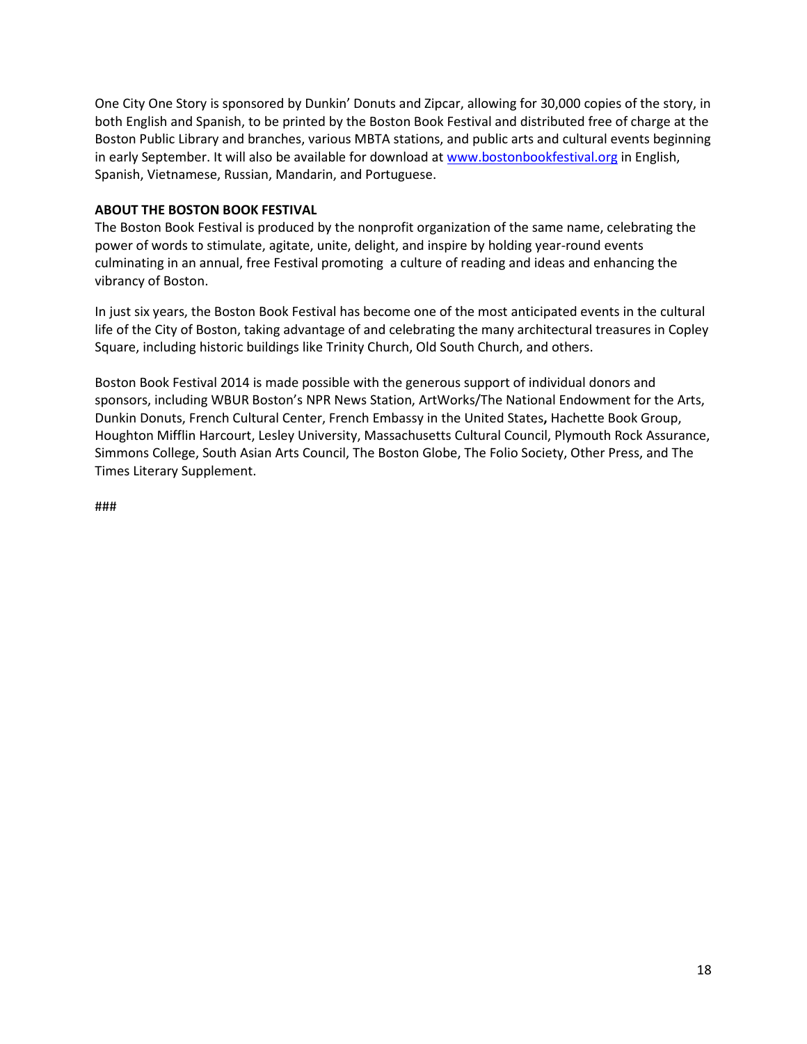One City One Story is sponsored by Dunkin' Donuts and Zipcar, allowing for 30,000 copies of the story, in both English and Spanish, to be printed by the Boston Book Festival and distributed free of charge at the Boston Public Library and branches, various MBTA stations, and public arts and cultural events beginning in early September. It will also be available for download at [www.bostonbookfestival.org](http://www.bostonbookfestival.org) in English, Spanish, Vietnamese, Russian, Mandarin, and Portuguese.

**ABOUT THE BOSTON BOOK FESTIVAL**

The Boston Book Festival is produced by the nonprofit organization of the same name, celebrating the power of words to stimulate, agitate, unite, delight, and inspire by holding year-round events culminating in an annual, free Festival promoting a culture of reading and ideas and enhancing the vibrancy of Boston.

In just six years, the Boston Book Festival has become one of the most anticipated events in the cultural life of the City of Boston, taking advantage of and celebrating the many architectural treasures in Copley Square, including historic buildings like Trinity Church, Old South Church, and others.

Boston Book Festival 2014 is made possible with the generous support of individual donors and sponsors, including WBUR Boston's NPR News Station, ArtWorks/The National Endowment for the Arts, Dunkin Donuts, French Cultural Center, French Embassy in the United States**,** Hachette Book Group, Houghton Mifflin Harcourt, Lesley University, Massachusetts Cultural Council, Plymouth Rock Assurance, Simmons College, South Asian Arts Council, The Boston Globe, The Folio Society, Other Press, and The Times Literary Supplement.

###